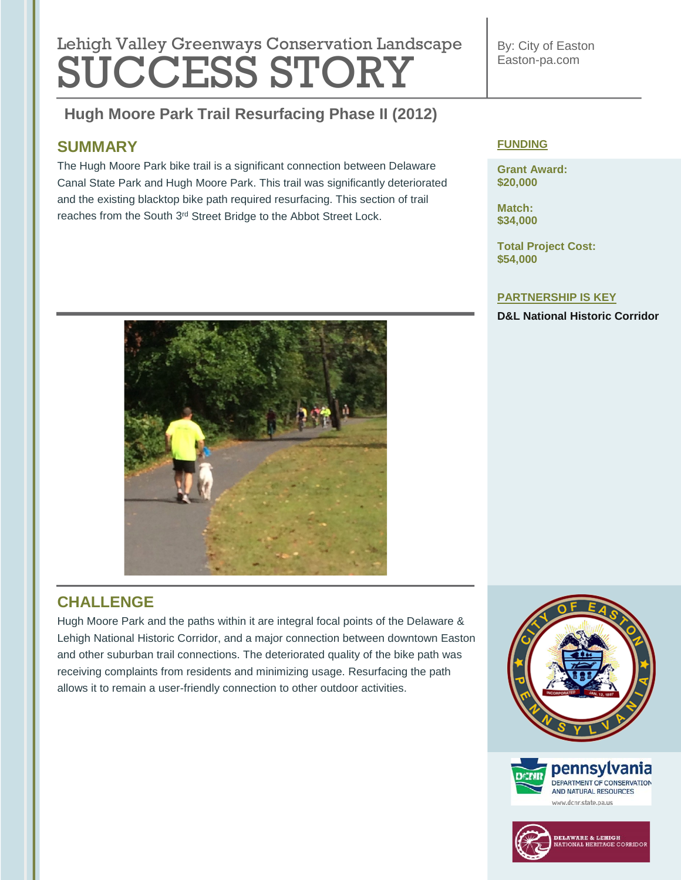Lehigh Valley Greenways Conservation Landscape

# SUCCESS STORY

By: City of Easton
Easton-pa.com

## Hugh Moore Park Trail Resurfacing Phase II (2012)

## SUMMARY

The Hugh Moore Park bike trail is a significant connection between Delaware Canal State Park and Hugh Moore Park. This trail was significantly deteriorated and the existing blacktop bike path required resurfacing. This section of trail reaches from the South 3rd Street Bridge to the Abbot Street Lock.

## FUNDING

**Grant Award:**
**$20,000**

**Match:**
**$34,000**

**Total Project Cost:**
**$54,000**

## PARTNERSHIP IS KEY

**D&L National Historic Corridor**

## CHALLENGE

Hugh Moore Park and the paths within it are integral focal points of the Delaware & Lehigh National Historic Corridor, and a major connection between downtown Easton and other suburban trail connections. The deteriorated quality of the bike path was receiving complaints from residents and minimizing usage. Resurfacing the path allows it to remain a user-friendly connection to other outdoor activities.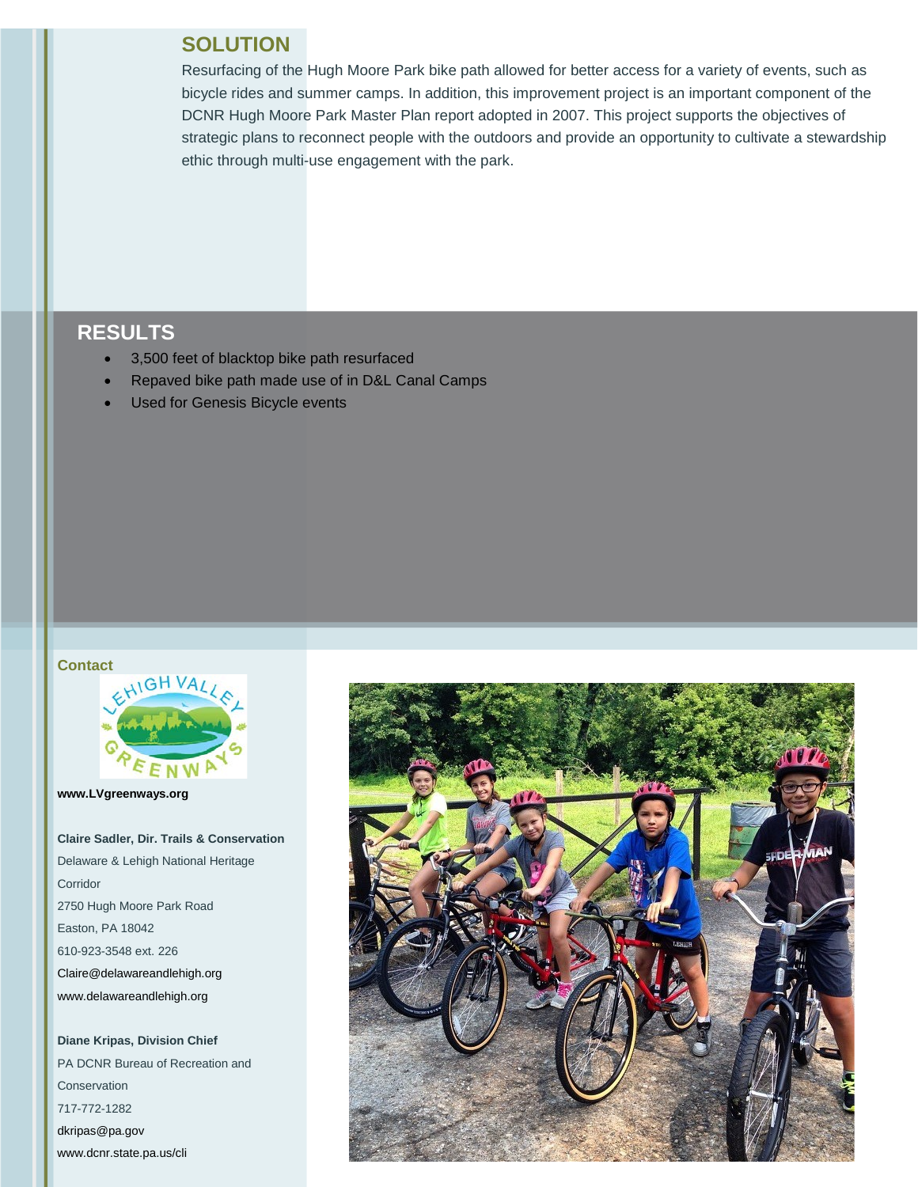## SOLUTION

Resurfacing of the Hugh Moore Park bike path allowed for better access for a variety of events, such as bicycle rides and summer camps. In addition, this improvement project is an important component of the DCNR Hugh Moore Park Master Plan report adopted in 2007. This project supports the objectives of strategic plans to reconnect people with the outdoors and provide an opportunity to cultivate a stewardship ethic through multi-use engagement with the park.

## RESULTS

- 3,500 feet of blacktop bike path resurfaced
- Repaved bike path made use of in D&L Canal Camps
- Used for Genesis Bicycle events

### Contact

**www.LVgreenways.org**

**Claire Sadler, Dir. Trails & Conservation**
Delaware & Lehigh National Heritage Corridor
2750 Hugh Moore Park Road
Easton, PA 18042
610-923-3548 ext. 226
Claire@delawareandlehigh.org
www.delawareandlehigh.org

**Diane Kripas, Division Chief**
PA DCNR Bureau of Recreation and Conservation
717-772-1282
dkripas@pa.gov
www.dcnr.state.pa.us/cli